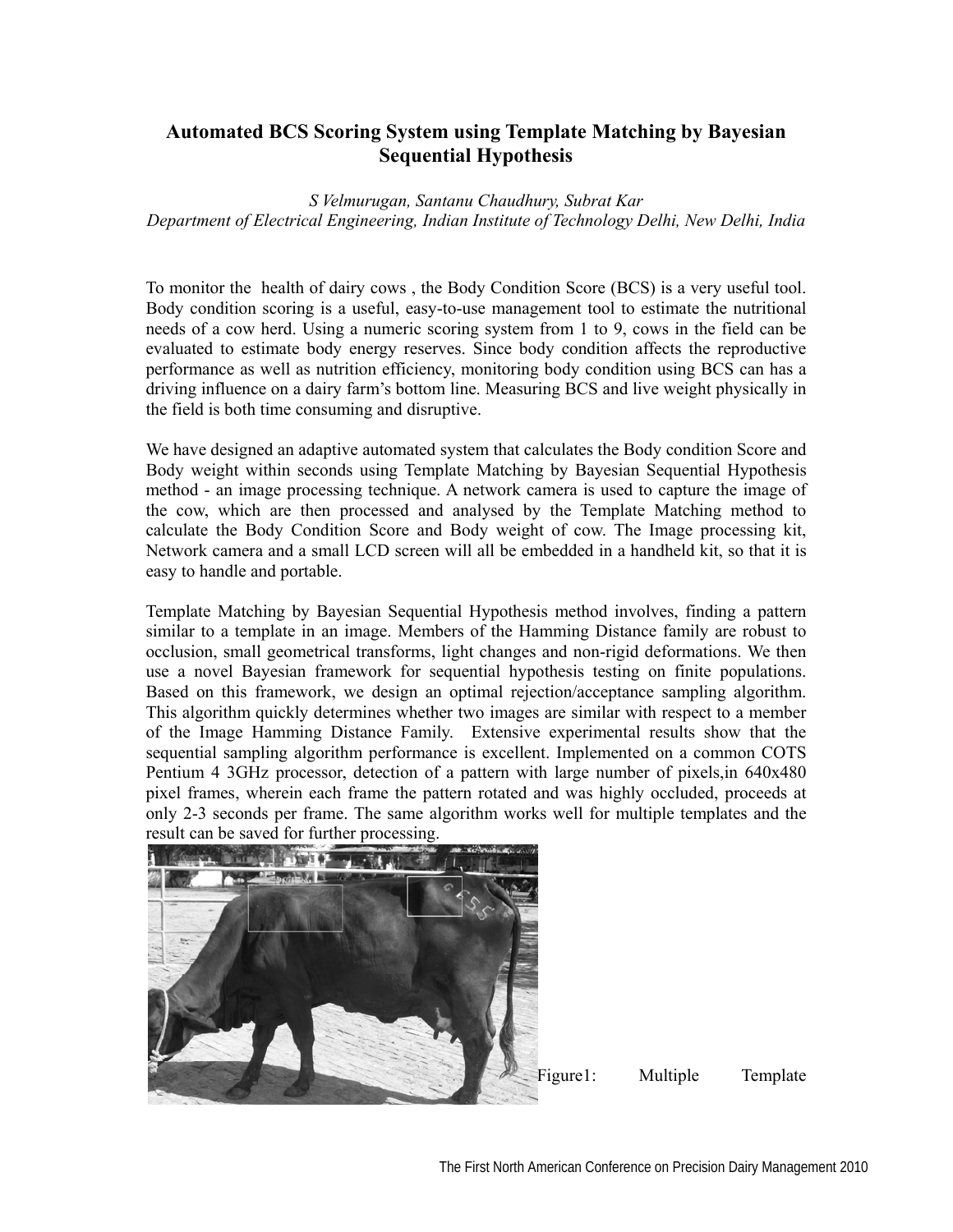# Automated BCS Scoring System using Template Matching by Bayesian Sequential Hypothesis

*S Velmurugan, Santanu Chaudhury, Subrat Kar*
*Department of Electrical Engineering, Indian Institute of Technology Delhi, New Delhi, India*

To monitor the health of dairy cows , the Body Condition Score (BCS) is a very useful tool. Body condition scoring is a useful, easy-to-use management tool to estimate the nutritional needs of a cow herd. Using a numeric scoring system from 1 to 9, cows in the field can be evaluated to estimate body energy reserves. Since body condition affects the reproductive performance as well as nutrition efficiency, monitoring body condition using BCS can has a driving influence on a dairy farm's bottom line. Measuring BCS and live weight physically in the field is both time consuming and disruptive.

We have designed an adaptive automated system that calculates the Body condition Score and Body weight within seconds using Template Matching by Bayesian Sequential Hypothesis method - an image processing technique. A network camera is used to capture the image of the cow, which are then processed and analysed by the Template Matching method to calculate the Body Condition Score and Body weight of cow. The Image processing kit, Network camera and a small LCD screen will all be embedded in a handheld kit, so that it is easy to handle and portable.

Template Matching by Bayesian Sequential Hypothesis method involves, finding a pattern similar to a template in an image. Members of the Hamming Distance family are robust to occlusion, small geometrical transforms, light changes and non-rigid deformations. We then use a novel Bayesian framework for sequential hypothesis testing on finite populations. Based on this framework, we design an optimal rejection/acceptance sampling algorithm. This algorithm quickly determines whether two images are similar with respect to a member of the Image Hamming Distance Family. Extensive experimental results show that the sequential sampling algorithm performance is excellent. Implemented on a common COTS Pentium 4 3GHz processor, detection of a pattern with large number of pixels,in 640x480 pixel frames, wherein each frame the pattern rotated and was highly occluded, proceeds at only 2-3 seconds per frame. The same algorithm works well for multiple templates and the result can be saved for further processing.

Figure1: Multiple Template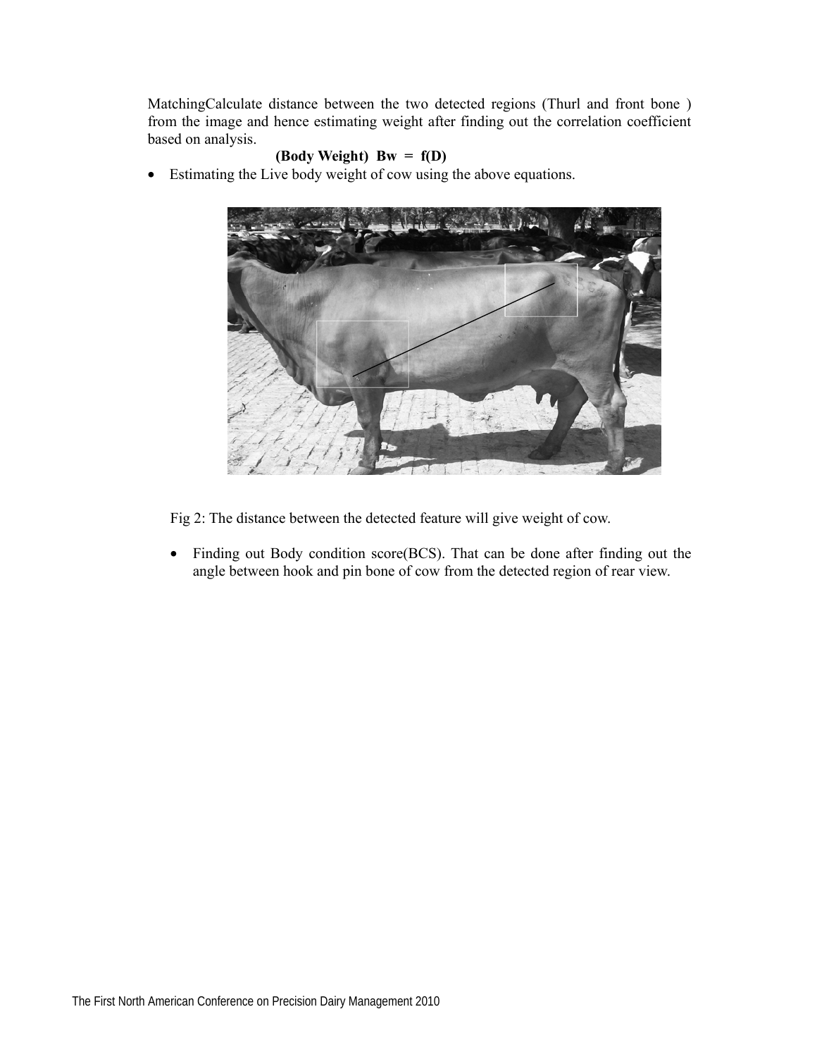MatchingCalculate distance between the two detected regions (Thurl and front bone ) from the image and hence estimating weight after finding out the correlation coefficient based on analysis.

$$\textbf{(Body Weight)} \ Bw = f(D)$$

- Estimating the Live body weight of cow using the above equations.

Fig 2: The distance between the detected feature will give weight of cow.

- Finding out Body condition score(BCS). That can be done after finding out the angle between hook and pin bone of cow from the detected region of rear view.